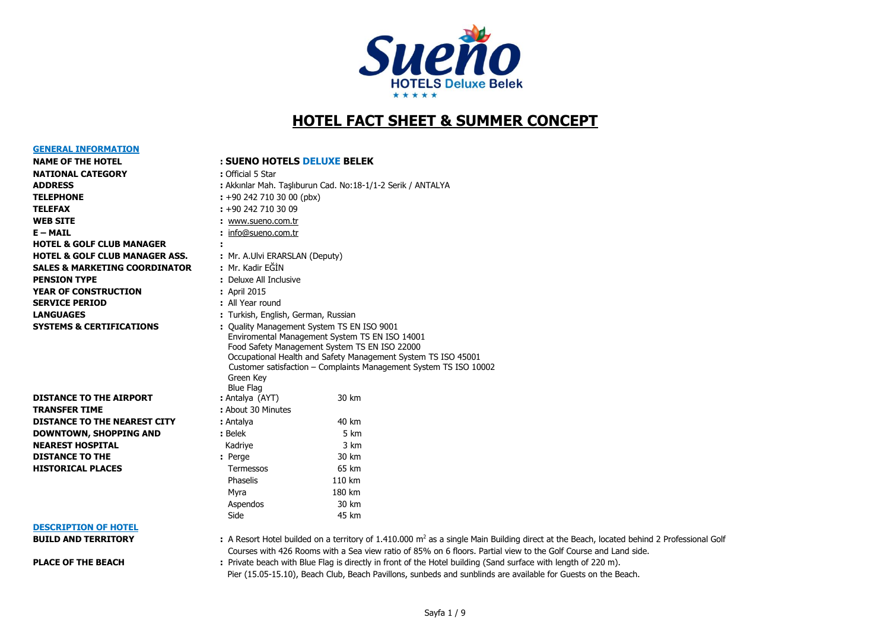# HOTEL FACT SHEET & SUMMER CONCEPT

## GENERAL INFORMATION

| | |
|---|---|
| **NAME OF THE HOTEL** | **: SUENO HOTELS DELUXE BELEK** |
| **NATIONAL CATEGORY** | : Official 5 Star |
| **ADDRESS** | : Akkınlar Mah. Taşlıburun Cad. No:18-1/1-2 Serik / ANTALYA |
| **TELEPHONE** | : +90 242 710 30 00 (pbx) |
| **TELEFAX** | : +90 242 710 30 09 |
| **WEB SITE** | : www.sueno.com.tr |
| **E – MAIL** | : info@sueno.com.tr |
| **HOTEL & GOLF CLUB MANAGER** | : |
| **HOTEL & GOLF CLUB MANAGER ASS.** | : Mr. A.Ulvi ERARSLAN (Deputy) |
| **SALES & MARKETING COORDINATOR** | : Mr. Kadir EĞİN |
| **PENSION TYPE** | : Deluxe All Inclusive |
| **YEAR OF CONSTRUCTION** | : April 2015 |
| **SERVICE PERIOD** | : All Year round |
| **LANGUAGES** | : Turkish, English, German, Russian |
| **SYSTEMS & CERTIFICATIONS** | : Quality Management System TS EN ISO 9001<br>Enviromental Management System TS EN ISO 14001<br>Food Safety Management System TS EN ISO 22000<br>Occupational Health and Safety Management System TS ISO 45001<br>Customer satisfaction – Complaints Management System TS ISO 10002<br>Green Key<br>Blue Flag |

| | | |
|---|---|---|
| **DISTANCE TO THE AIRPORT** | : Antalya (AYT) | 30 km |
| **TRANSFER TIME** | : About 30 Minutes | |
| **DISTANCE TO THE NEAREST CITY** | : Antalya | 40 km |
| **DOWNTOWN, SHOPPING AND** | : Belek | 5 km |
| **NEAREST HOSPITAL** | Kadriye | 3 km |
| **DISTANCE TO THE HISTORICAL PLACES** | : Perge | 30 km |
| | Termessos | 65 km |
| | Phaselis | 110 km |
| | Myra | 180 km |
| | Aspendos | 30 km |
| | Side | 45 km |

## DESCRIPTION OF HOTEL

**BUILD AND TERRITORY** : A Resort Hotel builded on a territory of 1.410.000 $m^2$ as a single Main Building direct at the Beach, located behind 2 Professional Golf Courses with 426 Rooms with a Sea view ratio of 85% on 6 floors. Partial view to the Golf Course and Land side.

**PLACE OF THE BEACH** : Private beach with Blue Flag is directly in front of the Hotel building (Sand surface with length of 220 m). Pier (15.05-15.10), Beach Club, Beach Pavillons, sunbeds and sunblinds are available for Guests on the Beach.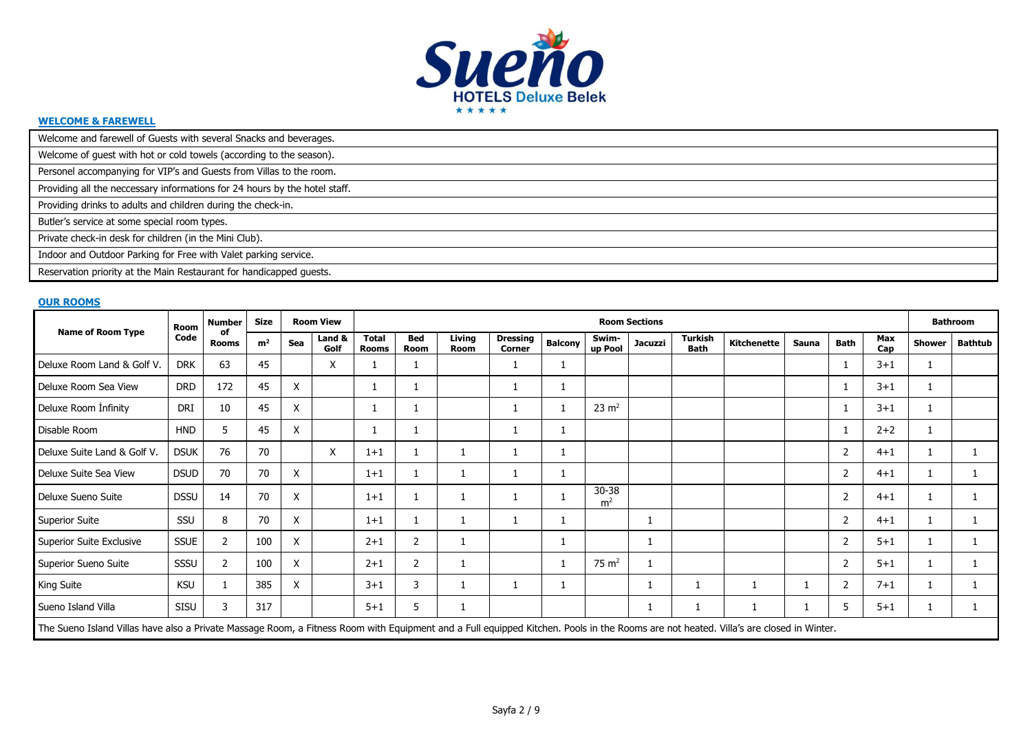**Sueno HOTELS Deluxe Belek**

## WELCOME & FAREWELL

| |
|---|
| Welcome and farewell of Guests with several Snacks and beverages. |
| Welcome of guest with hot or cold towels (according to the season). |
| Personel accompanying for VIP's and Guests from Villas to the room. |
| Providing all the neccessary informations for 24 hours by the hotel staff. |
| Providing drinks to adults and children during the check-in. |
| Butler's service at some special room types. |
| Private check-in desk for children (in the Mini Club). |
| Indoor and Outdoor Parking for Free with Valet parking service. |
| Reservation priority at the Main Restaurant for handicapped guests. |

## OUR ROOMS

| Name of Room Type | Room Code | Number of Rooms | Size | Room View | | Room Sections | | | | | | | | | | | | Bathroom | |
|---|---|---|---|---|---|---|---|---|---|---|---|---|---|---|---|---|---|---|---|
| | | | m² | Sea | Land & Golf | Total Rooms | Bed Room | Living Room | Dressing Corner | Balcony | Swim-up Pool | Jacuzzi | Turkish Bath | Kitchenette | Sauna | Bath | Max Cap | Shower | Bathtub |
| Deluxe Room Land & Golf V. | DRK | 63 | 45 | | X | 1 | 1 | | 1 | 1 | | | | | | 1 | 3+1 | 1 | |
| Deluxe Room Sea View | DRD | 172 | 45 | X | | 1 | 1 | | 1 | 1 | | | | | | 1 | 3+1 | 1 | |
| Deluxe Room İnfinity | DRI | 10 | 45 | X | | 1 | 1 | | 1 | 1 | 23 m² | | | | | 1 | 3+1 | 1 | |
| Disable Room | HND | 5 | 45 | X | | 1 | 1 | | 1 | 1 | | | | | | 1 | 2+2 | 1 | |
| Deluxe Suite Land & Golf V. | DSUK | 76 | 70 | | X | 1+1 | 1 | 1 | 1 | 1 | | | | | | 2 | 4+1 | 1 | 1 |
| Deluxe Suite Sea View | DSUD | 70 | 70 | X | | 1+1 | 1 | 1 | 1 | 1 | | | | | | 2 | 4+1 | 1 | 1 |
| Deluxe Sueno Suite | DSSU | 14 | 70 | X | | 1+1 | 1 | 1 | 1 | 1 | 30-38 m² | | | | | 2 | 4+1 | 1 | 1 |
| Superior Suite | SSU | 8 | 70 | X | | 1+1 | 1 | 1 | 1 | 1 | | 1 | | | | 2 | 4+1 | 1 | 1 |
| Superior Suite Exclusive | SSUE | 2 | 100 | X | | 2+1 | 2 | 1 | | 1 | | 1 | | | | 2 | 5+1 | 1 | 1 |
| Superior Sueno Suite | SSSU | 2 | 100 | X | | 2+1 | 2 | 1 | | 1 | 75 m² | 1 | | | | 2 | 5+1 | 1 | 1 |
| King Suite | KSU | 1 | 385 | X | | 3+1 | 3 | 1 | 1 | 1 | | 1 | 1 | 1 | 1 | 2 | 7+1 | 1 | 1 |
| Sueno Island Villa | SISU | 3 | 317 | | | 5+1 | 5 | 1 | | | | 1 | 1 | 1 | 1 | 5 | 5+1 | 1 | 1 |

The Sueno Island Villas have also a Private Massage Room, a Fitness Room with Equipment and a Full equipped Kitchen. Pools in the Rooms are not heated. Villa's are closed in Winter.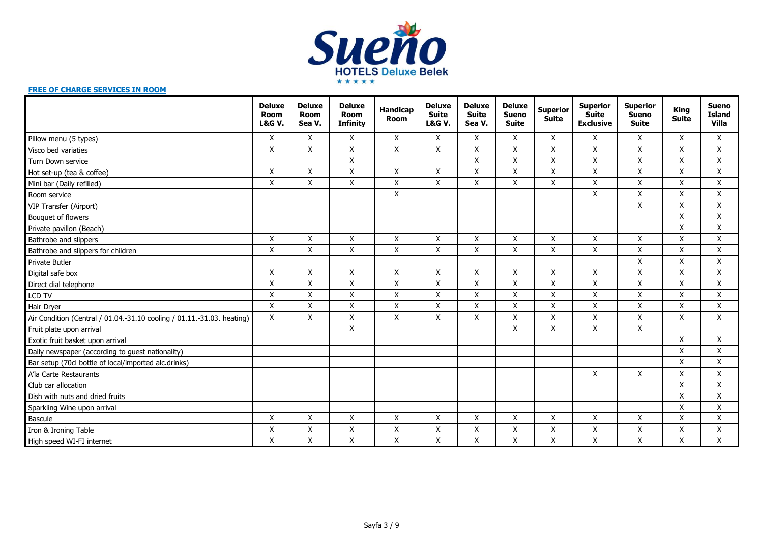Sueno HOTELS Deluxe Belek ★★★★★

**FREE OF CHARGE SERVICES IN ROOM**

| | Deluxe Room L&G V. | Deluxe Room Sea V. | Deluxe Room Infinity | Handicap Room | Deluxe Suite L&G V. | Deluxe Suite Sea V. | Deluxe Sueno Suite | Superior Suite | Superior Suite Exclusive | Superior Sueno Suite | King Suite | Sueno Island Villa |
|---|---|---|---|---|---|---|---|---|---|---|---|---|
| Pillow menu (5 types) | X | X | X | X | X | X | X | X | X | X | X | X |
| Visco bed variaties | X | X | X | X | X | X | X | X | X | X | X | X |
| Turn Down service | | | X | | | X | X | X | X | X | X | X |
| Hot set-up (tea & coffee) | X | X | X | X | X | X | X | X | X | X | X | X |
| Mini bar (Daily refilled) | X | X | X | X | X | X | X | X | X | X | X | X |
| Room service | | | | X | | | | | X | X | X | X |
| VIP Transfer (Airport) | | | | | | | | | | X | X | X |
| Bouquet of flowers | | | | | | | | | | | X | X |
| Private pavillon (Beach) | | | | | | | | | | | X | X |
| Bathrobe and slippers | X | X | X | X | X | X | X | X | X | X | X | X |
| Bathrobe and slippers for children | X | X | X | X | X | X | X | X | X | X | X | X |
| Private Butler | | | | | | | | | | X | X | X |
| Digital safe box | X | X | X | X | X | X | X | X | X | X | X | X |
| Direct dial telephone | X | X | X | X | X | X | X | X | X | X | X | X |
| LCD TV | X | X | X | X | X | X | X | X | X | X | X | X |
| Hair Dryer | X | X | X | X | X | X | X | X | X | X | X | X |
| Air Condition (Central / 01.04.-31.10 cooling / 01.11.-31.03. heating) | X | X | X | X | X | X | X | X | X | X | X | X |
| Fruit plate upon arrival | | | X | | | | X | X | X | X | | |
| Exotic fruit basket upon arrival | | | | | | | | | | | X | X |
| Daily newspaper (according to guest nationality) | | | | | | | | | | | X | X |
| Bar setup (70cl bottle of local/imported alc.drinks) | | | | | | | | | | | X | X |
| A'la Carte Restaurants | | | | | | | | | X | X | X | X |
| Club car allocation | | | | | | | | | | | X | X |
| Dish with nuts and dried fruits | | | | | | | | | | | X | X |
| Sparkling Wine upon arrival | | | | | | | | | | | X | X |
| Bascule | X | X | X | X | X | X | X | X | X | X | X | X |
| Iron & Ironing Table | X | X | X | X | X | X | X | X | X | X | X | X |
| High speed WI-FI internet | X | X | X | X | X | X | X | X | X | X | X | X |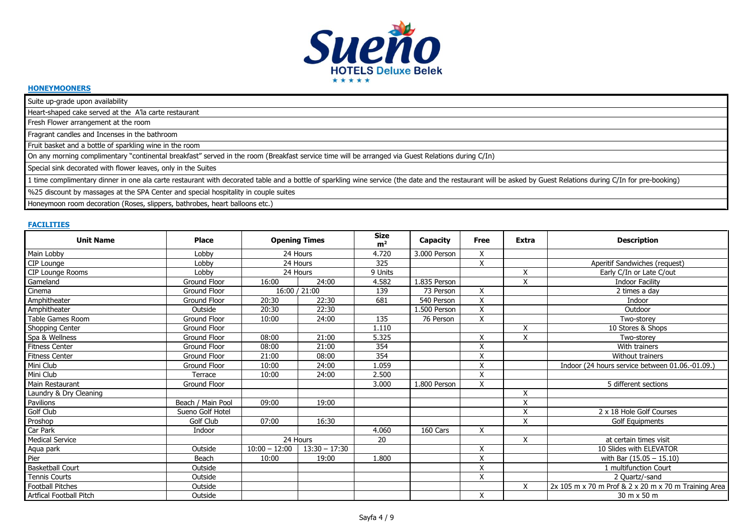**Sueno HOTELS Deluxe Belek ★★★★★**

## HONEYMOONERS

| |
|---|
| Suite up-grade upon availability |
| Heart-shaped cake served at the A'la carte restaurant |
| Fresh Flower arrangement at the room |
| Fragrant candles and Incenses in the bathroom |
| Fruit basket and a bottle of sparkling wine in the room |
| On any morning complimentary "continental breakfast" served in the room (Breakfast service time will be arranged via Guest Relations during C/In) |
| Special sink decorated with flower leaves, only in the Suites |
| 1 time complimentary dinner in one ala carte restaurant with decorated table and a bottle of sparkling wine service (the date and the restaurant will be asked by Guest Relations during C/In for pre-booking) |
| %25 discount by massages at the SPA Center and special hospitality in couple suites |
| Honeymoon room decoration (Roses, slippers, bathrobes, heart balloons etc.) |

## FACILITIES

| Unit Name | Place | Opening Times | | Size $m^2$ | Capacity | Free | Extra | Description |
|---|---|---|---|---|---|---|---|---|
| Main Lobby | Lobby | 24 Hours | | 4.720 | 3.000 Person | X | | |
| CIP Lounge | Lobby | 24 Hours | | 325 | | X | | Aperitif Sandwiches (request) |
| CIP Lounge Rooms | Lobby | 24 Hours | | 9 Units | | | X | Early C/In or Late C/out |
| Gameland | Ground Floor | 16:00 | 24:00 | 4.582 | 1.835 Person | | X | Indoor Facility |
| Cinema | Ground Floor | 16:00 / 21:00 | | 139 | 73 Person | X | | 2 times a day |
| Amphitheater | Ground Floor | 20:30 | 22:30 | 681 | 540 Person | X | | Indoor |
| Amphitheater | Outside | 20:30 | 22:30 | | 1.500 Person | X | | Outdoor |
| Table Games Room | Ground Floor | 10:00 | 24:00 | 135 | 76 Person | X | | Two-storey |
| Shopping Center | Ground Floor | | | 1.110 | | | X | 10 Stores & Shops |
| Spa & Wellness | Ground Floor | 08:00 | 21:00 | 5.325 | | X | X | Two-storey |
| Fitness Center | Ground Floor | 08:00 | 21:00 | 354 | | X | | With trainers |
| Fitness Center | Ground Floor | 21:00 | 08:00 | 354 | | X | | Without trainers |
| Mini Club | Ground Floor | 10:00 | 24:00 | 1.059 | | X | | Indoor (24 hours service between 01.06.-01.09.) |
| Mini Club | Terrace | 10:00 | 24:00 | 2.500 | | X | | |
| Main Restaurant | Ground Floor | | | 3.000 | 1.800 Person | X | | 5 different sections |
| Laundry & Dry Cleaning | | | | | | | X | |
| Pavilions | Beach / Main Pool | 09:00 | 19:00 | | | | X | |
| Golf Club | Sueno Golf Hotel | | | | | | X | 2 x 18 Hole Golf Courses |
| Proshop | Golf Club | 07:00 | 16:30 | | | | X | Golf Equipments |
| Car Park | Indoor | | | 4.060 | 160 Cars | X | | |
| Medical Service | | 24 Hours | | 20 | | | X | at certain times visit |
| Aqua park | Outside | 10:00 – 12:00 | 13:30 – 17:30 | | | X | | 10 Slides with ELEVATOR |
| Pier | Beach | 10:00 | 19:00 | 1.800 | | X | | with Bar (15.05 – 15.10) |
| Basketball Court | Outside | | | | | X | | 1 multifunction Court |
| Tennis Courts | Outside | | | | | X | | 2 Quartz/-sand |
| Football Pitches | Outside | | | | | | X | 2x 105 m x 70 m Prof & 2 x 20 m x 70 m Training Area |
| Artfical Football Pitch | Outside | | | | | X | | 30 m x 50 m |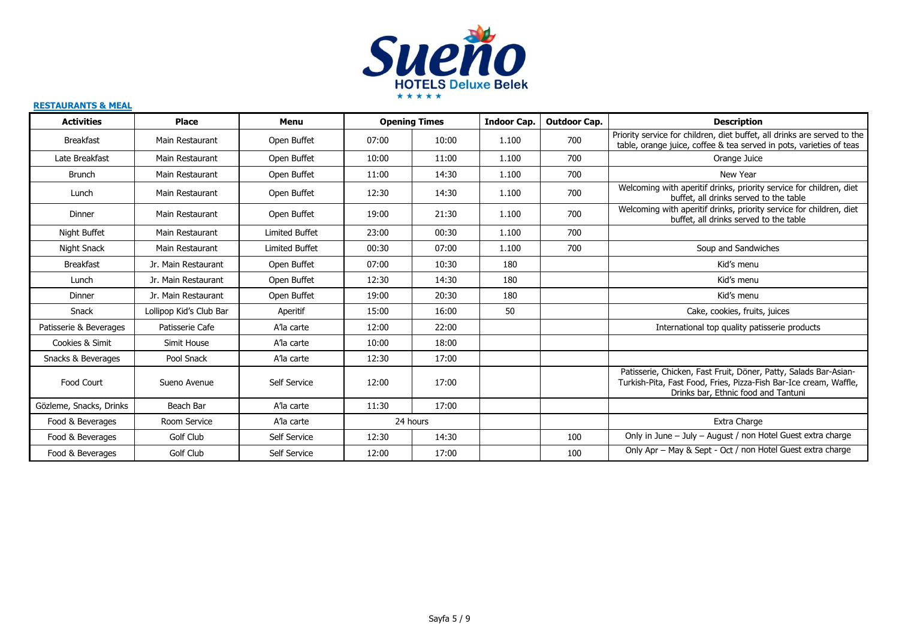**RESTAURANTS & MEAL**

| Activities | Place | Menu | Opening Times | | Indoor Cap. | Outdoor Cap. | Description |
|---|---|---|---|---|---|---|---|
| Breakfast | Main Restaurant | Open Buffet | 07:00 | 10:00 | 1.100 | 700 | Priority service for children, diet buffet, all drinks are served to the table, orange juice, coffee & tea served in pots, varieties of teas |
| Late Breakfast | Main Restaurant | Open Buffet | 10:00 | 11:00 | 1.100 | 700 | Orange Juice |
| Brunch | Main Restaurant | Open Buffet | 11:00 | 14:30 | 1.100 | 700 | New Year |
| Lunch | Main Restaurant | Open Buffet | 12:30 | 14:30 | 1.100 | 700 | Welcoming with aperitif drinks, priority service for children, diet buffet, all drinks served to the table |
| Dinner | Main Restaurant | Open Buffet | 19:00 | 21:30 | 1.100 | 700 | Welcoming with aperitif drinks, priority service for children, diet buffet, all drinks served to the table |
| Night Buffet | Main Restaurant | Limited Buffet | 23:00 | 00:30 | 1.100 | 700 | |
| Night Snack | Main Restaurant | Limited Buffet | 00:30 | 07:00 | 1.100 | 700 | Soup and Sandwiches |
| Breakfast | Jr. Main Restaurant | Open Buffet | 07:00 | 10:30 | 180 | | Kid's menu |
| Lunch | Jr. Main Restaurant | Open Buffet | 12:30 | 14:30 | 180 | | Kid's menu |
| Dinner | Jr. Main Restaurant | Open Buffet | 19:00 | 20:30 | 180 | | Kid's menu |
| Snack | Lollipop Kid's Club Bar | Aperitif | 15:00 | 16:00 | 50 | | Cake, cookies, fruits, juices |
| Patisserie & Beverages | Patisserie Cafe | A'la carte | 12:00 | 22:00 | | | International top quality patisserie products |
| Cookies & Simit | Simit House | A'la carte | 10:00 | 18:00 | | | |
| Snacks & Beverages | Pool Snack | A'la carte | 12:30 | 17:00 | | | |
| Food Court | Sueno Avenue | Self Service | 12:00 | 17:00 | | | Patisserie, Chicken, Fast Fruit, Döner, Patty, Salads Bar-Asian-Turkish-Pita, Fast Food, Fries, Pizza-Fish Bar-Ice cream, Waffle, Drinks bar, Ethnic food and Tantuni |
| Gözleme, Snacks, Drinks | Beach Bar | A'la carte | 11:30 | 17:00 | | | |
| Food & Beverages | Room Service | A'la carte | 24 hours | | | | Extra Charge |
| Food & Beverages | Golf Club | Self Service | 12:30 | 14:30 | | 100 | Only in June – July – August / non Hotel Guest extra charge |
| Food & Beverages | Golf Club | Self Service | 12:00 | 17:00 | | 100 | Only Apr – May & Sept - Oct / non Hotel Guest extra charge |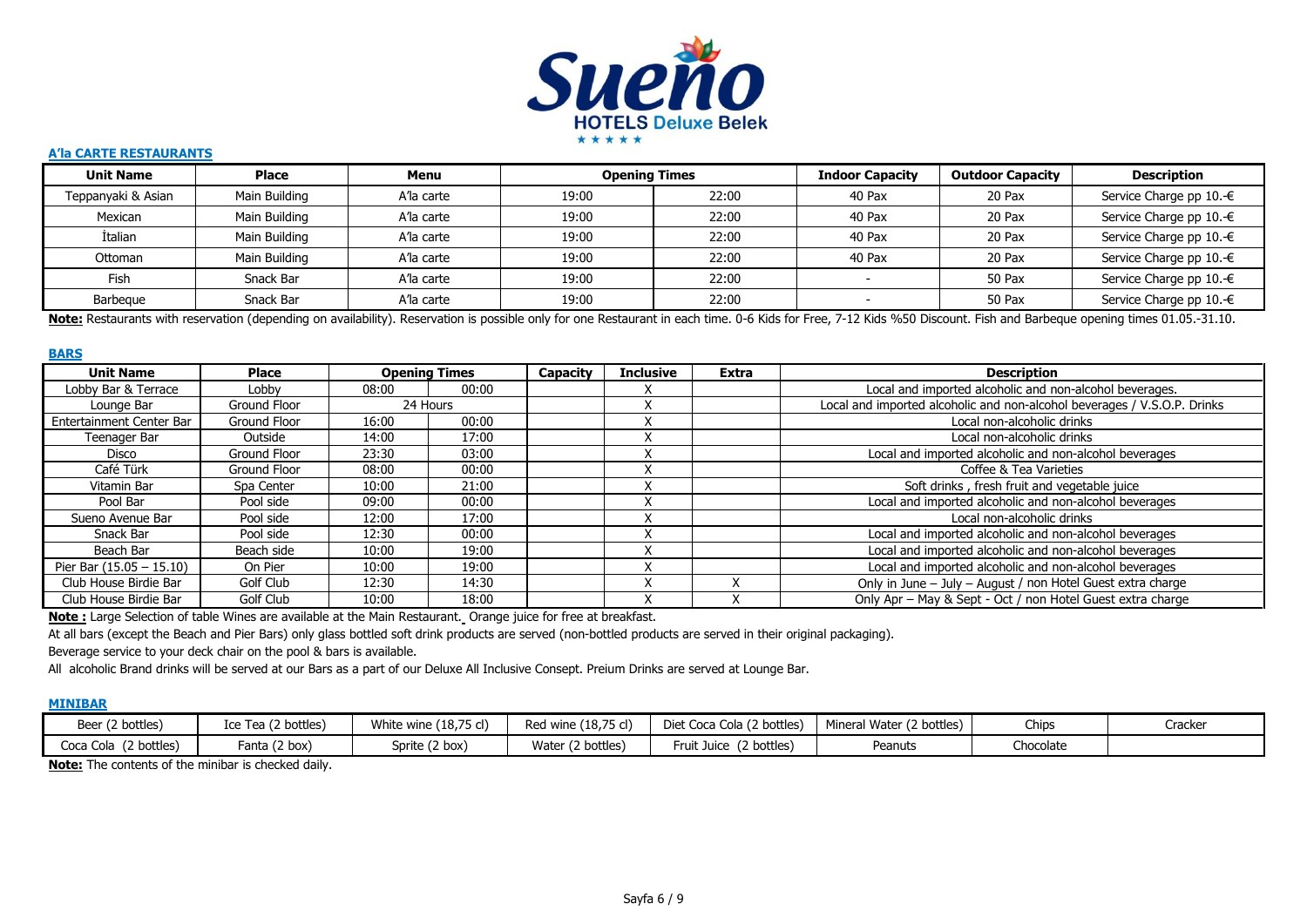Sueno HOTELS Deluxe Belek

## A'la CARTE RESTAURANTS

| Unit Name | Place | Menu | Opening Times | | Indoor Capacity | Outdoor Capacity | Description |
|---|---|---|---|---|---|---|---|
| Teppanyaki & Asian | Main Building | A'la carte | 19:00 | 22:00 | 40 Pax | 20 Pax | Service Charge pp 10.-€ |
| Mexican | Main Building | A'la carte | 19:00 | 22:00 | 40 Pax | 20 Pax | Service Charge pp 10.-€ |
| İtalian | Main Building | A'la carte | 19:00 | 22:00 | 40 Pax | 20 Pax | Service Charge pp 10.-€ |
| Ottoman | Main Building | A'la carte | 19:00 | 22:00 | 40 Pax | 20 Pax | Service Charge pp 10.-€ |
| Fish | Snack Bar | A'la carte | 19:00 | 22:00 | - | 50 Pax | Service Charge pp 10.-€ |
| Barbeque | Snack Bar | A'la carte | 19:00 | 22:00 | - | 50 Pax | Service Charge pp 10.-€ |

**Note:** Restaurants with reservation (depending on availability). Reservation is possible only for one Restaurant in each time. 0-6 Kids for Free, 7-12 Kids %50 Discount. Fish and Barbeque opening times 01.05.-31.10.

## BARS

| Unit Name | Place | Opening Times | | Capacity | Inclusive | Extra | Description |
|---|---|---|---|---|---|---|---|
| Lobby Bar & Terrace | Lobby | 08:00 | 00:00 | | X | | Local and imported alcoholic and non-alcohol beverages. |
| Lounge Bar | Ground Floor | 24 Hours | | | X | | Local and imported alcoholic and non-alcohol beverages / V.S.O.P. Drinks |
| Entertainment Center Bar | Ground Floor | 16:00 | 00:00 | | X | | Local non-alcoholic drinks |
| Teenager Bar | Outside | 14:00 | 17:00 | | X | | Local non-alcoholic drinks |
| Disco | Ground Floor | 23:30 | 03:00 | | X | | Local and imported alcoholic and non-alcohol beverages |
| Café Türk | Ground Floor | 08:00 | 00:00 | | X | | Coffee & Tea Varieties |
| Vitamin Bar | Spa Center | 10:00 | 21:00 | | X | | Soft drinks , fresh fruit and vegetable juice |
| Pool Bar | Pool side | 09:00 | 00:00 | | X | | Local and imported alcoholic and non-alcohol beverages |
| Sueno Avenue Bar | Pool side | 12:00 | 17:00 | | X | | Local non-alcoholic drinks |
| Snack Bar | Pool side | 12:30 | 00:00 | | X | | Local and imported alcoholic and non-alcohol beverages |
| Beach Bar | Beach side | 10:00 | 19:00 | | X | | Local and imported alcoholic and non-alcohol beverages |
| Pier Bar (15.05 – 15.10) | On Pier | 10:00 | 19:00 | | X | | Local and imported alcoholic and non-alcohol beverages |
| Club House Birdie Bar | Golf Club | 12:30 | 14:30 | | X | X | Only in June – July – August / non Hotel Guest extra charge |
| Club House Birdie Bar | Golf Club | 10:00 | 18:00 | | X | X | Only Apr – May & Sept - Oct / non Hotel Guest extra charge |

**Note :** Large Selection of table Wines are available at the Main Restaurant. Orange juice for free at breakfast.

At all bars (except the Beach and Pier Bars) only glass bottled soft drink products are served (non-bottled products are served in their original packaging).

Beverage service to your deck chair on the pool & bars is available.

All alcoholic Brand drinks will be served at our Bars as a part of our Deluxe All Inclusive Consept. Preium Drinks are served at Lounge Bar.

## MINIBAR

| Beer (2 bottles) | Ice Tea (2 bottles) | White wine (18,75 cl) | Red wine (18,75 cl) | Diet Coca Cola (2 bottles) | Mineral Water (2 bottles) | Chips | Cracker |
|---|---|---|---|---|---|---|---|
| Coca Cola (2 bottles) | Fanta (2 box) | Sprite (2 box) | Water (2 bottles) | Fruit Juice (2 bottles) | Peanuts | Chocolate | |

**Note:** The contents of the minibar is checked daily.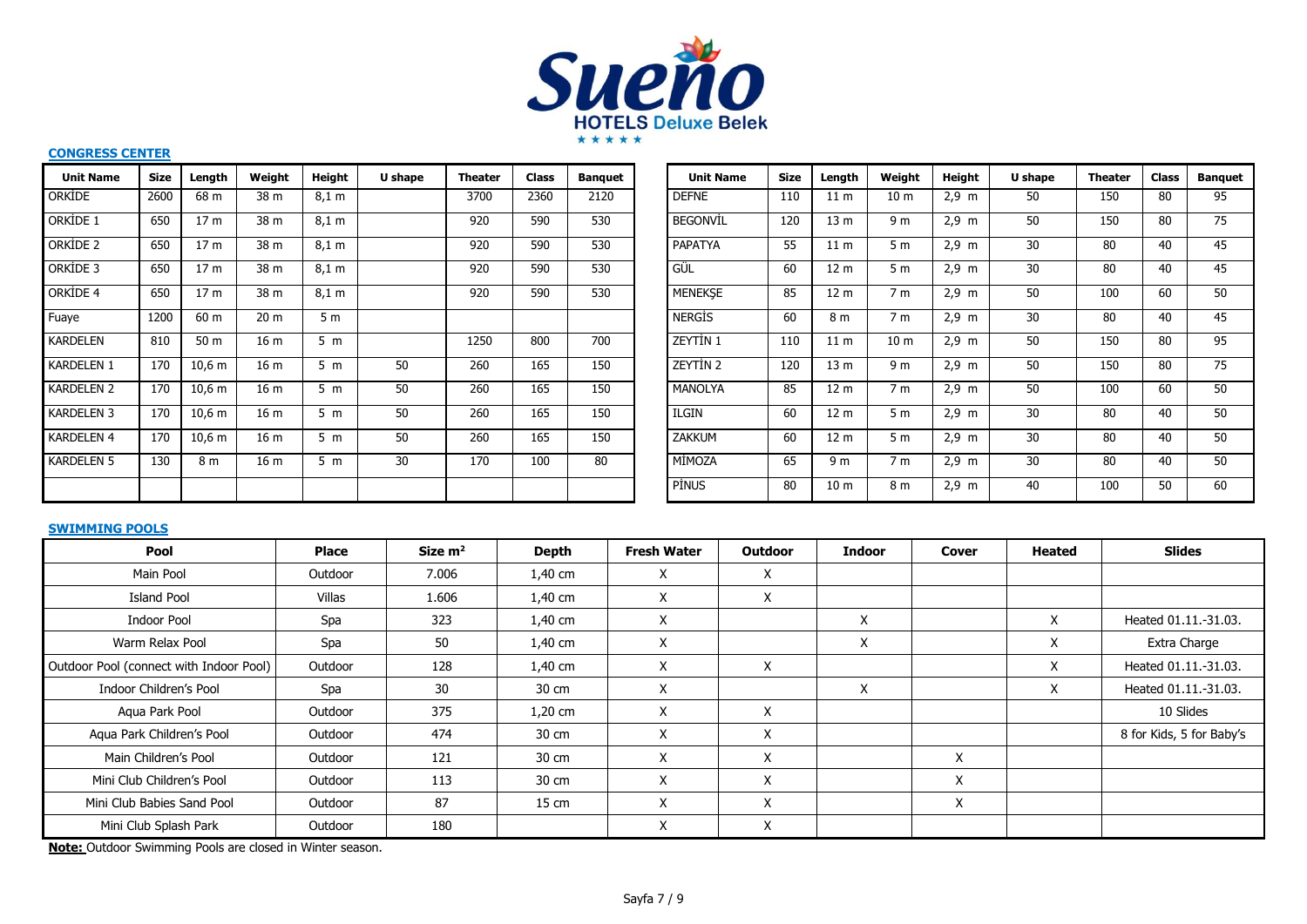**Sueno HOTELS Deluxe Belek**

## CONGRESS CENTER

| Unit Name | Size | Length | Weight | Height | U shape | Theater | Class | Banquet |
|---|---|---|---|---|---|---|---|---|
| ORKİDE | 2600 | 68 m | 38 m | 8,1 m | | 3700 | 2360 | 2120 |
| ORKİDE 1 | 650 | 17 m | 38 m | 8,1 m | | 920 | 590 | 530 |
| ORKİDE 2 | 650 | 17 m | 38 m | 8,1 m | | 920 | 590 | 530 |
| ORKİDE 3 | 650 | 17 m | 38 m | 8,1 m | | 920 | 590 | 530 |
| ORKİDE 4 | 650 | 17 m | 38 m | 8,1 m | | 920 | 590 | 530 |
| Fuaye | 1200 | 60 m | 20 m | 5 m | | | | |
| KARDELEN | 810 | 50 m | 16 m | 5 m | | 1250 | 800 | 700 |
| KARDELEN 1 | 170 | 10,6 m | 16 m | 5 m | 50 | 260 | 165 | 150 |
| KARDELEN 2 | 170 | 10,6 m | 16 m | 5 m | 50 | 260 | 165 | 150 |
| KARDELEN 3 | 170 | 10,6 m | 16 m | 5 m | 50 | 260 | 165 | 150 |
| KARDELEN 4 | 170 | 10,6 m | 16 m | 5 m | 50 | 260 | 165 | 150 |
| KARDELEN 5 | 130 | 8 m | 16 m | 5 m | 30 | 170 | 100 | 80 |

| Unit Name | Size | Length | Weight | Height | U shape | Theater | Class | Banquet |
|---|---|---|---|---|---|---|---|---|
| DEFNE | 110 | 11 m | 10 m | 2,9 m | 50 | 150 | 80 | 95 |
| BEGONVİL | 120 | 13 m | 9 m | 2,9 m | 50 | 150 | 80 | 75 |
| PAPATYA | 55 | 11 m | 5 m | 2,9 m | 30 | 80 | 40 | 45 |
| GÜL | 60 | 12 m | 5 m | 2,9 m | 30 | 80 | 40 | 45 |
| MENEKŞE | 85 | 12 m | 7 m | 2,9 m | 50 | 100 | 60 | 50 |
| NERGİS | 60 | 8 m | 7 m | 2,9 m | 30 | 80 | 40 | 45 |
| ZEYTİN 1 | 110 | 11 m | 10 m | 2,9 m | 50 | 150 | 80 | 95 |
| ZEYTİN 2 | 120 | 13 m | 9 m | 2,9 m | 50 | 150 | 80 | 75 |
| MANOLYA | 85 | 12 m | 7 m | 2,9 m | 50 | 100 | 60 | 50 |
| ILGIN | 60 | 12 m | 5 m | 2,9 m | 30 | 80 | 40 | 50 |
| ZAKKUM | 60 | 12 m | 5 m | 2,9 m | 30 | 80 | 40 | 50 |
| MİMOZA | 65 | 9 m | 7 m | 2,9 m | 30 | 80 | 40 | 50 |
| PİNUS | 80 | 10 m | 8 m | 2,9 m | 40 | 100 | 50 | 60 |

## SWIMMING POOLS

| Pool | Place | Size m² | Depth | Fresh Water | Outdoor | Indoor | Cover | Heated | Slides |
|---|---|---|---|---|---|---|---|---|---|
| Main Pool | Outdoor | 7.006 | 1,40 cm | X | X | | | | |
| Island Pool | Villas | 1.606 | 1,40 cm | X | X | | | | |
| Indoor Pool | Spa | 323 | 1,40 cm | X | | X | | X | Heated 01.11.-31.03. |
| Warm Relax Pool | Spa | 50 | 1,40 cm | X | | X | | X | Extra Charge |
| Outdoor Pool (connect with Indoor Pool) | Outdoor | 128 | 1,40 cm | X | X | | | X | Heated 01.11.-31.03. |
| Indoor Children's Pool | Spa | 30 | 30 cm | X | | X | | X | Heated 01.11.-31.03. |
| Aqua Park Pool | Outdoor | 375 | 1,20 cm | X | X | | | | 10 Slides |
| Aqua Park Children's Pool | Outdoor | 474 | 30 cm | X | X | | | | 8 for Kids, 5 for Baby's |
| Main Children's Pool | Outdoor | 121 | 30 cm | X | X | | X | | |
| Mini Club Children's Pool | Outdoor | 113 | 30 cm | X | X | | X | | |
| Mini Club Babies Sand Pool | Outdoor | 87 | 15 cm | X | X | | X | | |
| Mini Club Splash Park | Outdoor | 180 | | X | X | | | | |

**Note:** Outdoor Swimming Pools are closed in Winter season.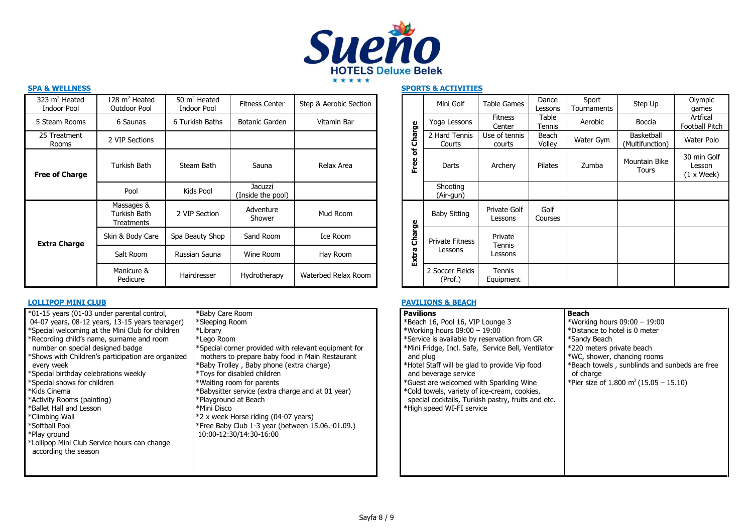# Sueno HOTELS Deluxe Belek

## SPA & WELLNESS

| 323 m² Heated Indoor Pool | 128 m² Heated Outdoor Pool | 50 m² Heated Indoor Pool | Fitness Center | Step & Aerobic Section |
|---|---|---|---|---|
| 5 Steam Rooms | 6 Saunas | 6 Turkish Baths | Botanic Garden | Vitamin Bar |
| 25 Treatment Rooms | 2 VIP Sections | | | |
| **Free of Charge** | Turkish Bath | Steam Bath | Sauna | Relax Area |
| | Pool | Kids Pool | Jacuzzi (Inside the pool) | |
| **Extra Charge** | Massages & Turkish Bath Treatments | 2 VIP Section | Adventure Shower | Mud Room |
| | Skin & Body Care | Spa Beauty Shop | Sand Room | Ice Room |
| | Salt Room | Russian Sauna | Wine Room | Hay Room |
| | Manicure & Pedicure | Hairdresser | Hydrotherapy | Waterbed Relax Room |

## SPORTS & ACTIVITIES

| | | | | | | |
|---|---|---|---|---|---|---|
| **Free of Charge** | Mini Golf | Table Games | Dance Lessons | Sport Tournaments | Step Up | Olympic games |
| | Yoga Lessons | Fitness Center | Table Tennis | Aerobic | Boccia | Artfical Football Pitch |
| | 2 Hard Tennis Courts | Use of tennis courts | Beach Volley | Water Gym | Basketball (Multifunction) | Water Polo |
| | Darts | Archery | Pilates | Zumba | Mountain Bike Tours | 30 min Golf Lesson (1 x Week) |
| | Shooting (Air-gun) | | | | | |
| **Extra Charge** | Baby Sitting | Private Golf Lessons | Golf Courses | | | |
| | Private Fitness Lessons | Private Tennis Lessons | | | | |
| | 2 Soccer Fields (Prof.) | Tennis Equipment | | | | |

## LOLLIPOP MINI CLUB

*01-15 years (01-03 under parental control, 04-07 years, 08-12 years, 13-15 years teenager)
*Special welcoming at the Mini Club for children
*Recording child's name, surname and room number on special designed badge
*Shows with Children's participation are organized every week
*Special birthday celebrations weekly
*Special shows for children
*Kids Cinema
*Activity Rooms (painting)
*Ballet Hall and Lesson
*Climbing Wall
*Softball Pool
*Play ground
*Lollipop Mini Club Service hours can change according the season
*Baby Care Room
*Sleeping Room
*Library
*Lego Room
*Special corner provided with relevant equipment for mothers to prepare baby food in Main Restaurant
*Baby Trolley , Baby phone (extra charge)
*Toys for disabled children
*Waiting room for parents
*Babysitter service (extra charge and at 01 year)
*Playground at Beach
*Mini Disco
*2 x week Horse riding (04-07 years)
*Free Baby Club 1-3 year (between 15.06.-01.09.) 10:00-12:30/14:30-16:00

## PAVILIONS & BEACH

**Pavilions**

*Beach 16, Pool 16, VIP Lounge 3
*Working hours 09:00 – 19:00
*Service is available by reservation from GR
*Mini Fridge, Incl. Safe, Service Bell, Ventilator and plug
*Hotel Staff will be glad to provide Vip food and beverage service
*Guest are welcomed with Sparkling Wine
*Cold towels, variety of ice-cream, cookies, special cocktails, Turkish pastry, fruits and etc.
*High speed WI-FI service

**Beach**

*Working hours 09:00 – 19:00
*Distance to hotel is 0 meter
*Sandy Beach
*220 meters private beach
*WC, shower, chancing rooms
*Beach towels , sunblinds and sunbeds are free of charge
*Pier size of 1.800 m² (15.05 – 15.10)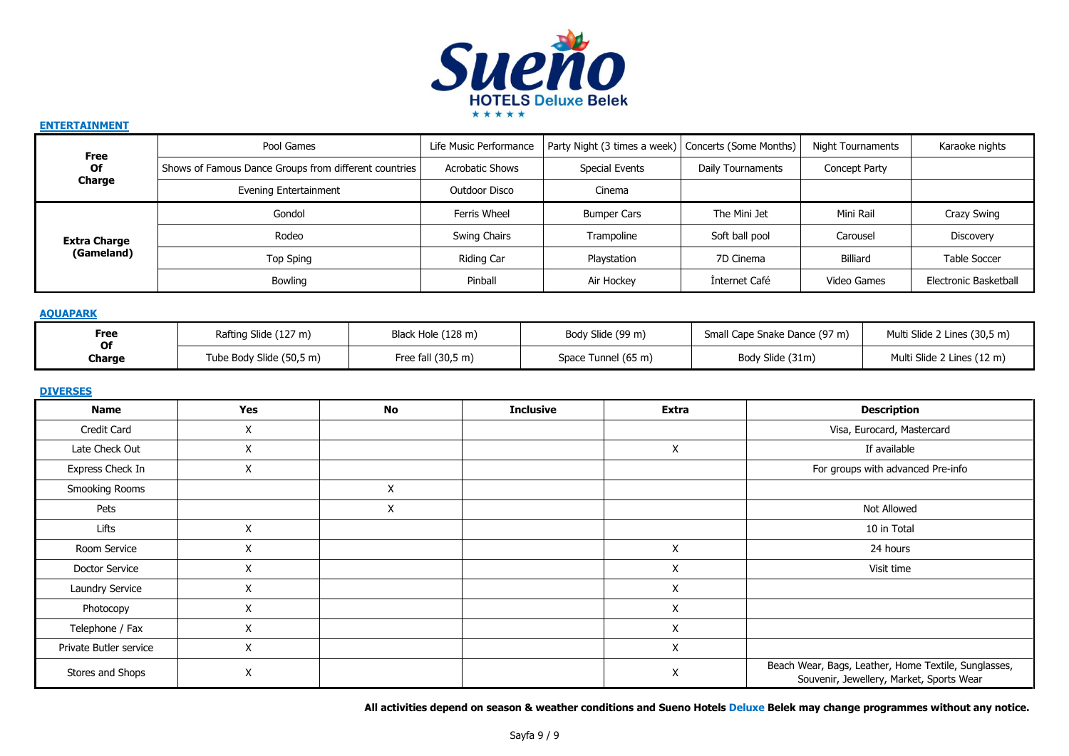## ENTERTAINMENT

| | | | | | | |
|---|---|---|---|---|---|---|
| **Free Of Charge** | Pool Games | Life Music Performance | Party Night (3 times a week) | Concerts (Some Months) | Night Tournaments | Karaoke nights |
| | Shows of Famous Dance Groups from different countries | Acrobatic Shows | Special Events | Daily Tournaments | Concept Party | |
| | Evening Entertainment | Outdoor Disco | Cinema | | | |
| **Extra Charge (Gameland)** | Gondol | Ferris Wheel | Bumper Cars | The Mini Jet | Mini Rail | Crazy Swing |
| | Rodeo | Swing Chairs | Trampoline | Soft ball pool | Carousel | Discovery |
| | Top Sping | Riding Car | Playstation | 7D Cinema | Billiard | Table Soccer |
| | Bowling | Pinball | Air Hockey | İnternet Café | Video Games | Electronic Basketball |

## AQUAPARK

| | | | | | |
|---|---|---|---|---|---|
| **Free Of Charge** | Rafting Slide (127 m) | Black Hole (128 m) | Body Slide (99 m) | Small Cape Snake Dance (97 m) | Multi Slide 2 Lines (30,5 m) |
| | Tube Body Slide (50,5 m) | Free fall (30,5 m) | Space Tunnel (65 m) | Body Slide (31m) | Multi Slide 2 Lines (12 m) |

## DIVERSES

| Name | Yes | No | Inclusive | Extra | Description |
|---|---|---|---|---|---|
| Credit Card | X | | | | Visa, Eurocard, Mastercard |
| Late Check Out | X | | | X | If available |
| Express Check In | X | | | | For groups with advanced Pre-info |
| Smooking Rooms | | X | | | |
| Pets | | X | | | Not Allowed |
| Lifts | X | | | | 10 in Total |
| Room Service | X | | | X | 24 hours |
| Doctor Service | X | | | X | Visit time |
| Laundry Service | X | | | X | |
| Photocopy | X | | | X | |
| Telephone / Fax | X | | | X | |
| Private Butler service | X | | | X | |
| Stores and Shops | X | | | X | Beach Wear, Bags, Leather, Home Textile, Sunglasses, Souvenir, Jewellery, Market, Sports Wear |

**All activities depend on season & weather conditions and Sueno Hotels Deluxe Belek may change programmes without any notice.**